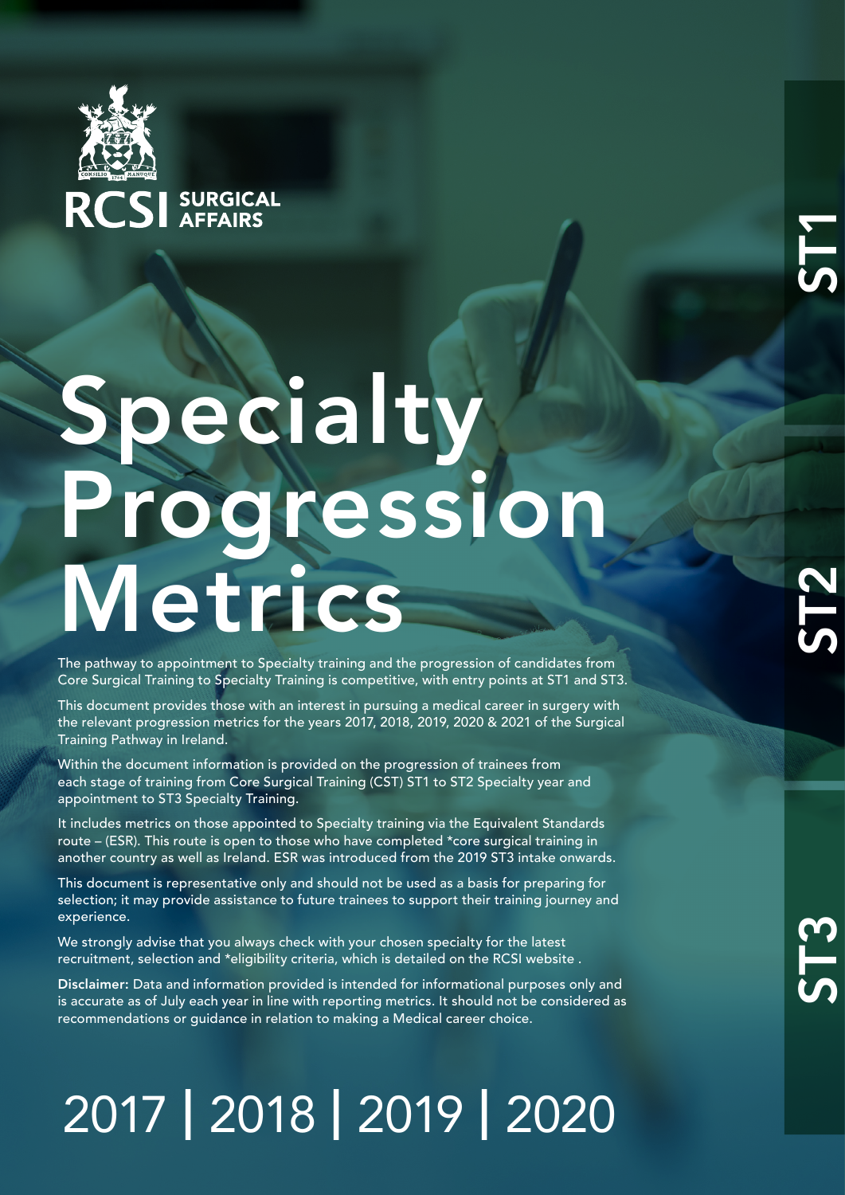RCSI SURGICAL AFFAIRS

# Specialty Progression Metrics

The pathway to appointment to Specialty training and the progression of candidates from Core Surgical Training to Specialty Training is competitive, with entry points at ST1 and ST3.

This document provides those with an interest in pursuing a medical career in surgery with the relevant progression metrics for the years 2017, 2018, 2019, 2020 & 2021 of the Surgical Training Pathway in Ireland.

Within the document information is provided on the progression of trainees from each stage of training from Core Surgical Training (CST) ST1 to ST2 Specialty year and appointment to ST3 Specialty Training.

It includes metrics on those appointed to Specialty training via the Equivalent Standards route – (ESR). This route is open to those who have completed *core surgical training in another country as well as Ireland. ESR was introduced from the 2019 ST3 intake onwards.

This document is representative only and should not be used as a basis for preparing for selection; it may provide assistance to future trainees to support their training journey and experience.

We strongly advise that you always check with your chosen specialty for the latest recruitment, selection and *eligibility criteria, which is detailed on the RCSI website .

**Disclaimer:** Data and information provided is intended for informational purposes only and is accurate as of July each year in line with reporting metrics. It should not be considered as recommendations or guidance in relation to making a Medical career choice.

2017 | 2018 | 2019 | 2020

ST1

ST2

ST3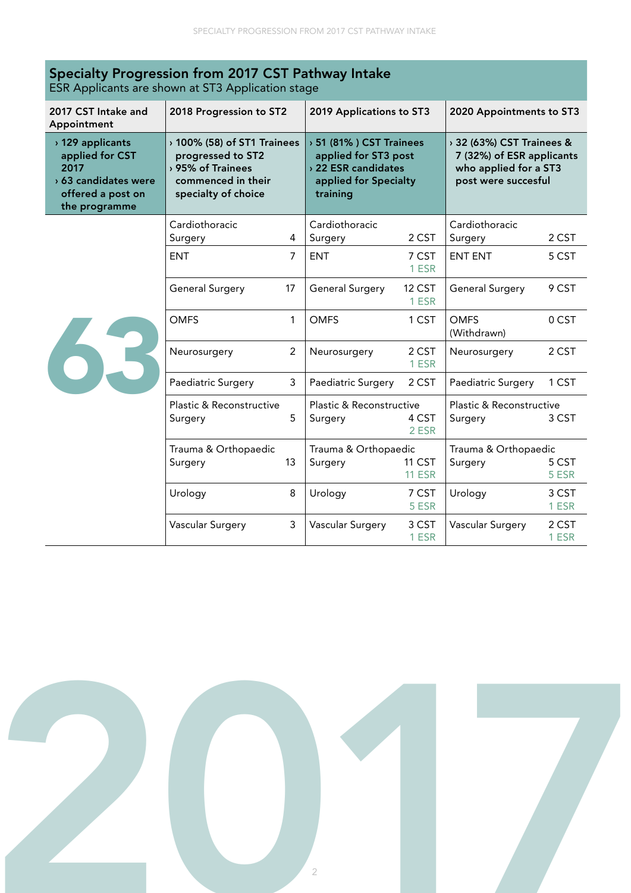## Specialty Progression from 2017 CST Pathway Intake

ESR Applicants are shown at ST3 Application stage

| 2017 CST Intake and Appointment | 2018 Progression to ST2 | | 2019 Applications to ST3 | | 2020 Appointments to ST3 | |
|---|---|---|---|---|---|---|
| › 129 applicants applied for CST 2017<br>› 63 candidates were offered a post on the programme | › 100% (58) of ST1 Trainees progressed to ST2<br>› 95% of Trainees commenced in their specialty of choice | | › 51 (81% ) CST Trainees applied for ST3 post<br>› 22 ESR candidates applied for Specialty training | | › 32 (63%) CST Trainees & 7 (32%) of ESR applicants who applied for a ST3 post were succesful | |
| 63 | Cardiothoracic Surgery | 4 | Cardiothoracic Surgery | 2 CST | Cardiothoracic Surgery | 2 CST |
| | ENT | 7 | ENT | 7 CST<br>1 ESR | ENT ENT | 5 CST |
| | General Surgery | 17 | General Surgery | 12 CST<br>1 ESR | General Surgery | 9 CST |
| | OMFS | 1 | OMFS | 1 CST | OMFS (Withdrawn) | 0 CST |
| | Neurosurgery | 2 | Neurosurgery | 2 CST<br>1 ESR | Neurosurgery | 2 CST |
| | Paediatric Surgery | 3 | Paediatric Surgery | 2 CST | Paediatric Surgery | 1 CST |
| | Plastic & Reconstructive Surgery | 5 | Plastic & Reconstructive Surgery | 4 CST<br>2 ESR | Plastic & Reconstructive Surgery | 3 CST |
| | Trauma & Orthopaedic Surgery | 13 | Trauma & Orthopaedic Surgery | 11 CST<br>11 ESR | Trauma & Orthopaedic Surgery | 5 CST<br>5 ESR |
| | Urology | 8 | Urology | 7 CST<br>5 ESR | Urology | 3 CST<br>1 ESR |
| | Vascular Surgery | 3 | Vascular Surgery | 3 CST<br>1 ESR | Vascular Surgery | 2 CST<br>1 ESR |

2017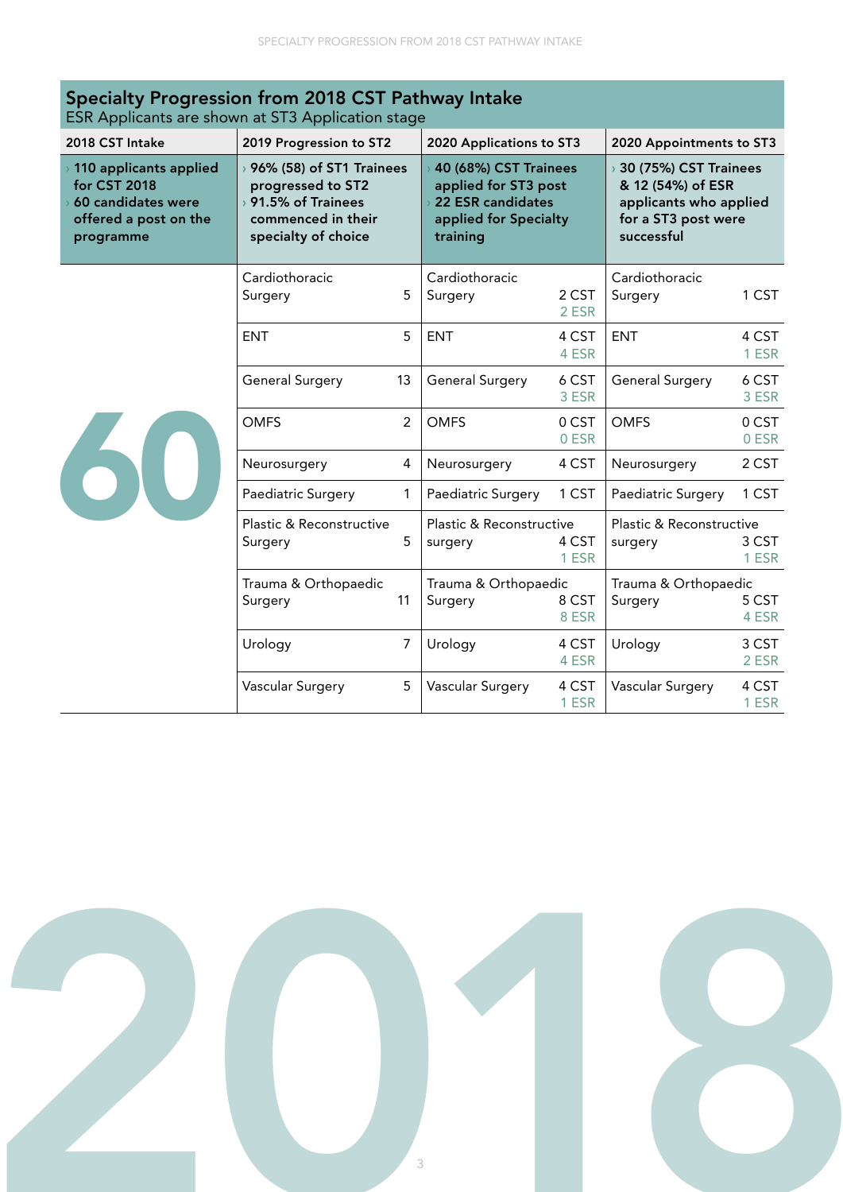## Specialty Progression from 2018 CST Pathway Intake

ESR Applicants are shown at ST3 Application stage

| 2018 CST Intake | 2019 Progression to ST2 | | 2020 Applications to ST3 | | 2020 Appointments to ST3 | |
|---|---|---|---|---|---|---|
| **› 110 applicants applied for CST 2018**<br>**› 60 candidates were offered a post on the programme** | **› 96% (58) of ST1 Trainees progressed to ST2**<br>**› 91.5% of Trainees commenced in their specialty of choice** | | **› 40 (68%) CST Trainees applied for ST3 post**<br>**› 22 ESR candidates applied for Specialty training** | | **› 30 (75%) CST Trainees & 12 (54%) of ESR applicants who applied for a ST3 post were successful** | |
| 60 | Cardiothoracic Surgery | 5 | Cardiothoracic Surgery | 2 CST<br>2 ESR | Cardiothoracic Surgery | 1 CST |
| | ENT | 5 | ENT | 4 CST<br>4 ESR | ENT | 4 CST<br>1 ESR |
| | General Surgery | 13 | General Surgery | 6 CST<br>3 ESR | General Surgery | 6 CST<br>3 ESR |
| | OMFS | 2 | OMFS | 0 CST<br>0 ESR | OMFS | 0 CST<br>0 ESR |
| | Neurosurgery | 4 | Neurosurgery | 4 CST | Neurosurgery | 2 CST |
| | Paediatric Surgery | 1 | Paediatric Surgery | 1 CST | Paediatric Surgery | 1 CST |
| | Plastic & Reconstructive Surgery | 5 | Plastic & Reconstructive surgery | 4 CST<br>1 ESR | Plastic & Reconstructive surgery | 3 CST<br>1 ESR |
| | Trauma & Orthopaedic Surgery | 11 | Trauma & Orthopaedic Surgery | 8 CST<br>8 ESR | Trauma & Orthopaedic Surgery | 5 CST<br>4 ESR |
| | Urology | 7 | Urology | 4 CST<br>4 ESR | Urology | 3 CST<br>2 ESR |
| | Vascular Surgery | 5 | Vascular Surgery | 4 CST<br>1 ESR | Vascular Surgery | 4 CST<br>1 ESR |

2018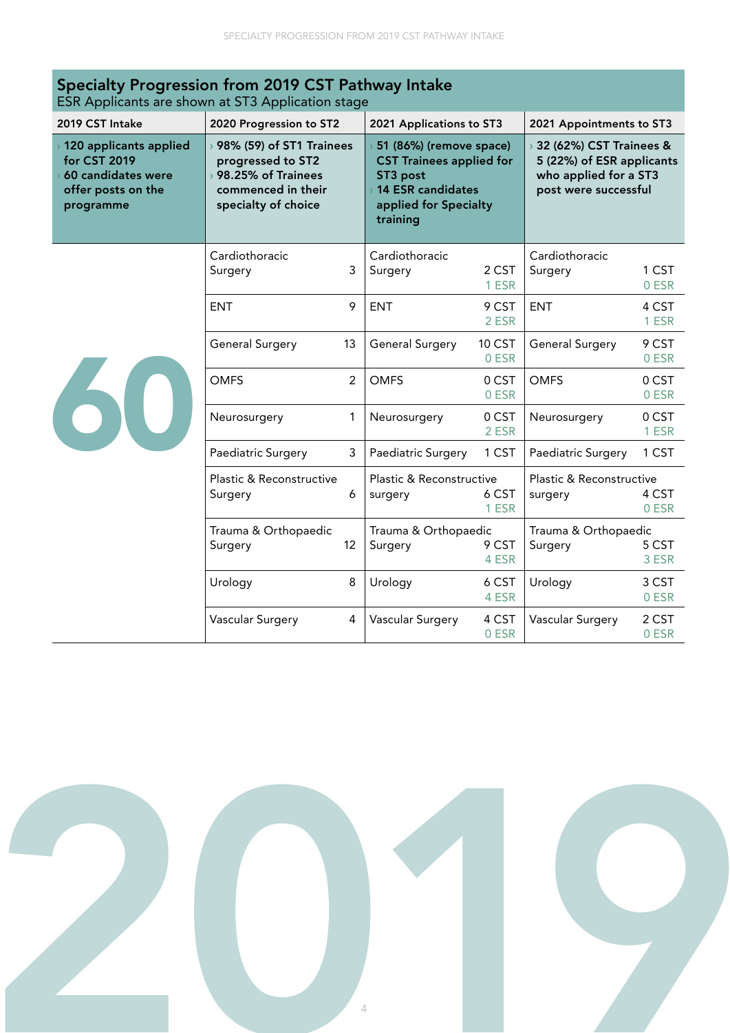## Specialty Progression from 2019 CST Pathway Intake

ESR Applicants are shown at ST3 Application stage

| 2019 CST Intake | 2020 Progression to ST2 | | 2021 Applications to ST3 | | 2021 Appointments to ST3 | |
|---|---|---|---|---|---|---|
| **› 120 applicants applied for CST 2019**<br>**› 60 candidates were offer posts on the programme** | **› 98% (59) of ST1 Trainees progressed to ST2**<br>**› 98.25% of Trainees commenced in their specialty of choice** | | **› 51 (86%) (remove space) CST Trainees applied for ST3 post**<br>**› 14 ESR candidates applied for Specialty training** | | **› 32 (62%) CST Trainees & 5 (22%) of ESR applicants who applied for a ST3 post were successful** | |
| 60 | Cardiothoracic Surgery | 3 | Cardiothoracic Surgery | 2 CST<br>1 ESR | Cardiothoracic Surgery | 1 CST<br>0 ESR |
| | ENT | 9 | ENT | 9 CST<br>2 ESR | ENT | 4 CST<br>1 ESR |
| | General Surgery | 13 | General Surgery | 10 CST<br>0 ESR | General Surgery | 9 CST<br>0 ESR |
| | OMFS | 2 | OMFS | 0 CST<br>0 ESR | OMFS | 0 CST<br>0 ESR |
| | Neurosurgery | 1 | Neurosurgery | 0 CST<br>2 ESR | Neurosurgery | 0 CST<br>1 ESR |
| | Paediatric Surgery | 3 | Paediatric Surgery | 1 CST | Paediatric Surgery | 1 CST |
| | Plastic & Reconstructive Surgery | 6 | Plastic & Reconstructive surgery | 6 CST<br>1 ESR | Plastic & Reconstructive surgery | 4 CST<br>0 ESR |
| | Trauma & Orthopaedic Surgery | 12 | Trauma & Orthopaedic Surgery | 9 CST<br>4 ESR | Trauma & Orthopaedic Surgery | 5 CST<br>3 ESR |
| | Urology | 8 | Urology | 6 CST<br>4 ESR | Urology | 3 CST<br>0 ESR |
| | Vascular Surgery | 4 | Vascular Surgery | 4 CST<br>0 ESR | Vascular Surgery | 2 CST<br>0 ESR |

2019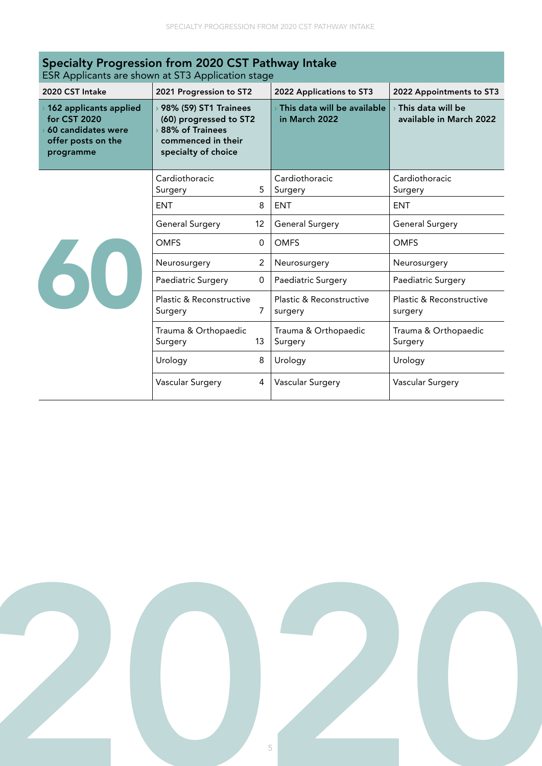## Specialty Progression from 2020 CST Pathway Intake

ESR Applicants are shown at ST3 Application stage

| 2020 CST Intake | 2021 Progression to ST2 | | 2022 Applications to ST3 | 2022 Appointments to ST3 |
|---|---|---|---|---|
| › 162 applicants applied for CST 2020 › 60 candidates were offer posts on the programme | › 98% (59) ST1 Trainees (60) progressed to ST2 › 88% of Trainees commenced in their specialty of choice | | › This data will be available in March 2022 | › This data will be available in March 2022 |
| 60 | Cardiothoracic Surgery | 5 | Cardiothoracic Surgery | Cardiothoracic Surgery |
| | ENT | 8 | ENT | ENT |
| | General Surgery | 12 | General Surgery | General Surgery |
| | OMFS | 0 | OMFS | OMFS |
| | Neurosurgery | 2 | Neurosurgery | Neurosurgery |
| | Paediatric Surgery | 0 | Paediatric Surgery | Paediatric Surgery |
| | Plastic & Reconstructive Surgery | 7 | Plastic & Reconstructive surgery | Plastic & Reconstructive surgery |
| | Trauma & Orthopaedic Surgery | 13 | Trauma & Orthopaedic Surgery | Trauma & Orthopaedic Surgery |
| | Urology | 8 | Urology | Urology |
| | Vascular Surgery | 4 | Vascular Surgery | Vascular Surgery |

2020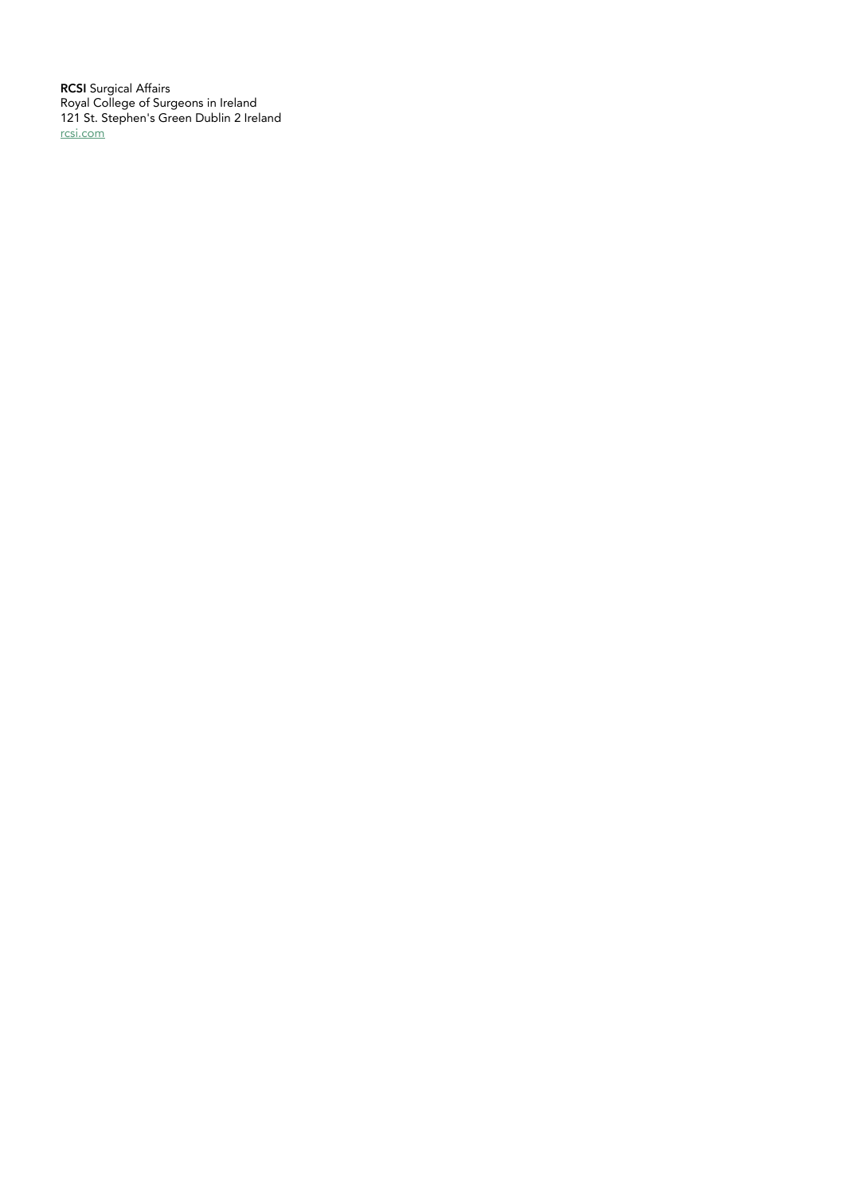**RCSI** Surgical Affairs
Royal College of Surgeons in Ireland
121 St. Stephen's Green Dublin 2 Ireland
rcsi.com